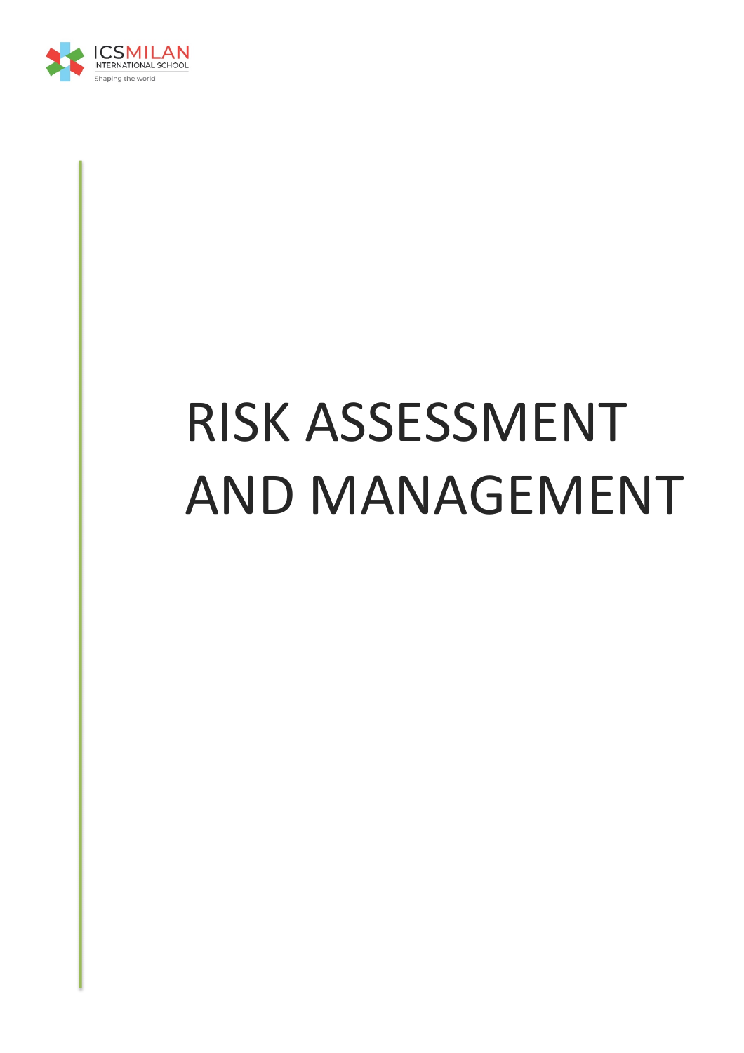ICSMILAN INTERNATIONAL SCHOOL
Shaping the world

# RISK ASSESSMENT AND MANAGEMENT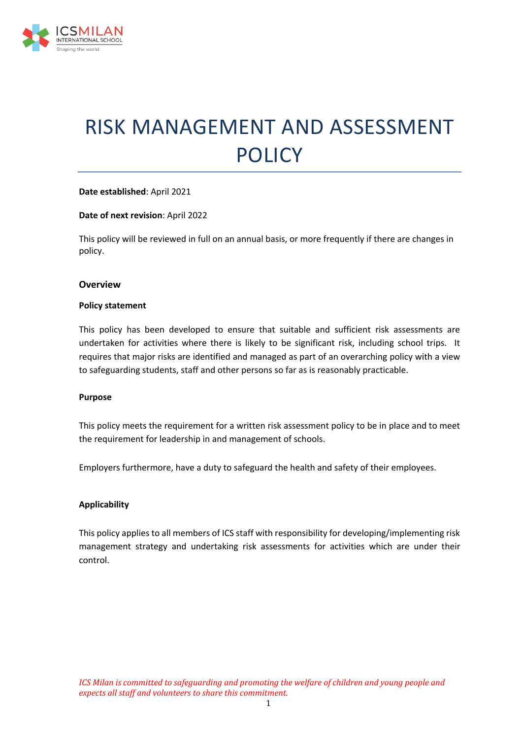# RISK MANAGEMENT AND ASSESSMENT POLICY

**Date established**: April 2021

**Date of next revision**: April 2022

This policy will be reviewed in full on an annual basis, or more frequently if there are changes in policy.

### Overview

**Policy statement**

This policy has been developed to ensure that suitable and sufficient risk assessments are undertaken for activities where there is likely to be significant risk, including school trips. It requires that major risks are identified and managed as part of an overarching policy with a view to safeguarding students, staff and other persons so far as is reasonably practicable.

**Purpose**

This policy meets the requirement for a written risk assessment policy to be in place and to meet the requirement for leadership in and management of schools.

Employers furthermore, have a duty to safeguard the health and safety of their employees.

**Applicability**

This policy applies to all members of ICS staff with responsibility for developing/implementing risk management strategy and undertaking risk assessments for activities which are under their control.

*ICS Milan is committed to safeguarding and promoting the welfare of children and young people and expects all staff and volunteers to share this commitment.*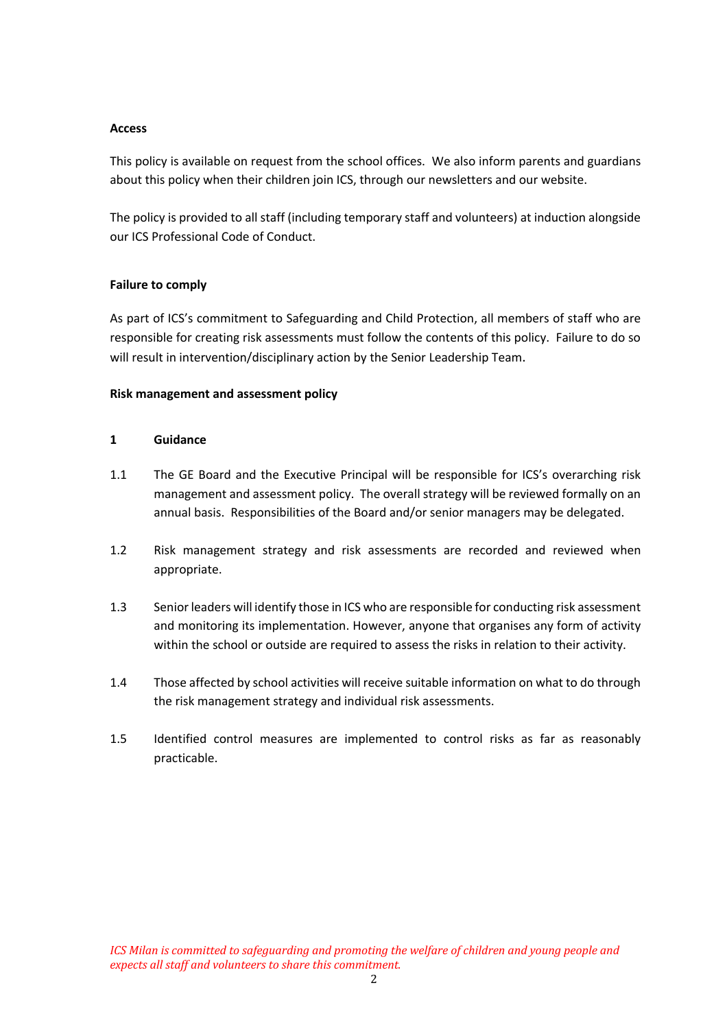**Access**

This policy is available on request from the school offices. We also inform parents and guardians about this policy when their children join ICS, through our newsletters and our website.

The policy is provided to all staff (including temporary staff and volunteers) at induction alongside our ICS Professional Code of Conduct.

**Failure to comply**

As part of ICS's commitment to Safeguarding and Child Protection, all members of staff who are responsible for creating risk assessments must follow the contents of this policy. Failure to do so will result in intervention/disciplinary action by the Senior Leadership Team.

**Risk management and assessment policy**

**1 Guidance**

1.1 The GE Board and the Executive Principal will be responsible for ICS's overarching risk management and assessment policy. The overall strategy will be reviewed formally on an annual basis. Responsibilities of the Board and/or senior managers may be delegated.

1.2 Risk management strategy and risk assessments are recorded and reviewed when appropriate.

1.3 Senior leaders will identify those in ICS who are responsible for conducting risk assessment and monitoring its implementation. However, anyone that organises any form of activity within the school or outside are required to assess the risks in relation to their activity.

1.4 Those affected by school activities will receive suitable information on what to do through the risk management strategy and individual risk assessments.

1.5 Identified control measures are implemented to control risks as far as reasonably practicable.

*ICS Milan is committed to safeguarding and promoting the welfare of children and young people and expects all staff and volunteers to share this commitment.*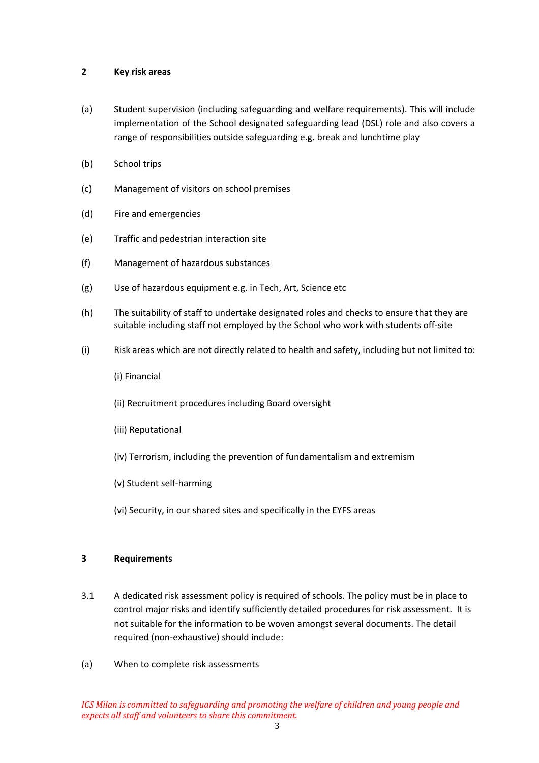## 2 Key risk areas

(a) Student supervision (including safeguarding and welfare requirements). This will include implementation of the School designated safeguarding lead (DSL) role and also covers a range of responsibilities outside safeguarding e.g. break and lunchtime play

(b) School trips

(c) Management of visitors on school premises

(d) Fire and emergencies

(e) Traffic and pedestrian interaction site

(f) Management of hazardous substances

(g) Use of hazardous equipment e.g. in Tech, Art, Science etc

(h) The suitability of staff to undertake designated roles and checks to ensure that they are suitable including staff not employed by the School who work with students off-site

(i) Risk areas which are not directly related to health and safety, including but not limited to:

(i) Financial

(ii) Recruitment procedures including Board oversight

(iii) Reputational

(iv) Terrorism, including the prevention of fundamentalism and extremism

(v) Student self-harming

(vi) Security, in our shared sites and specifically in the EYFS areas

## 3 Requirements

3.1 A dedicated risk assessment policy is required of schools. The policy must be in place to control major risks and identify sufficiently detailed procedures for risk assessment. It is not suitable for the information to be woven amongst several documents. The detail required (non-exhaustive) should include:

(a) When to complete risk assessments

*ICS Milan is committed to safeguarding and promoting the welfare of children and young people and expects all staff and volunteers to share this commitment.*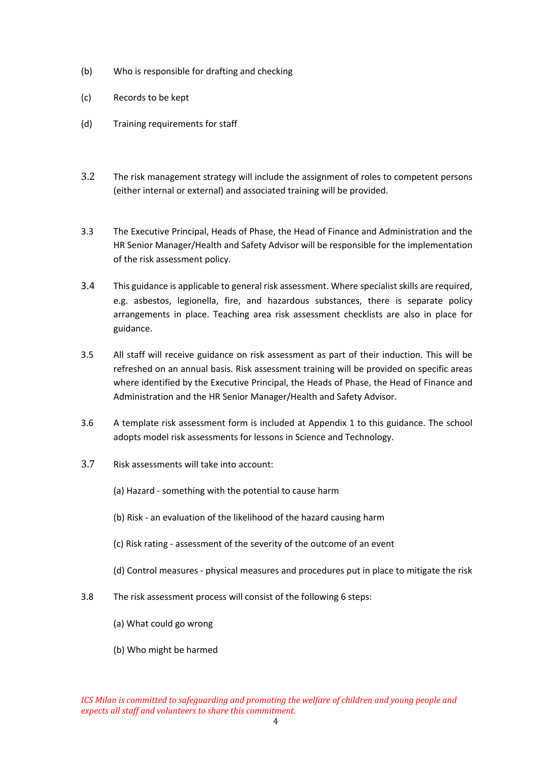(b) Who is responsible for drafting and checking

(c) Records to be kept

(d) Training requirements for staff

3.2 The risk management strategy will include the assignment of roles to competent persons (either internal or external) and associated training will be provided.

3.3 The Executive Principal, Heads of Phase, the Head of Finance and Administration and the HR Senior Manager/Health and Safety Advisor will be responsible for the implementation of the risk assessment policy.

3.4 This guidance is applicable to general risk assessment. Where specialist skills are required, e.g. asbestos, legionella, fire, and hazardous substances, there is separate policy arrangements in place. Teaching area risk assessment checklists are also in place for guidance.

3.5 All staff will receive guidance on risk assessment as part of their induction. This will be refreshed on an annual basis. Risk assessment training will be provided on specific areas where identified by the Executive Principal, the Heads of Phase, the Head of Finance and Administration and the HR Senior Manager/Health and Safety Advisor.

3.6 A template risk assessment form is included at Appendix 1 to this guidance. The school adopts model risk assessments for lessons in Science and Technology.

3.7 Risk assessments will take into account:

(a) Hazard - something with the potential to cause harm

(b) Risk - an evaluation of the likelihood of the hazard causing harm

(c) Risk rating - assessment of the severity of the outcome of an event

(d) Control measures - physical measures and procedures put in place to mitigate the risk

3.8 The risk assessment process will consist of the following 6 steps:

(a) What could go wrong

(b) Who might be harmed

*ICS Milan is committed to safeguarding and promoting the welfare of children and young people and expects all staff and volunteers to share this commitment.*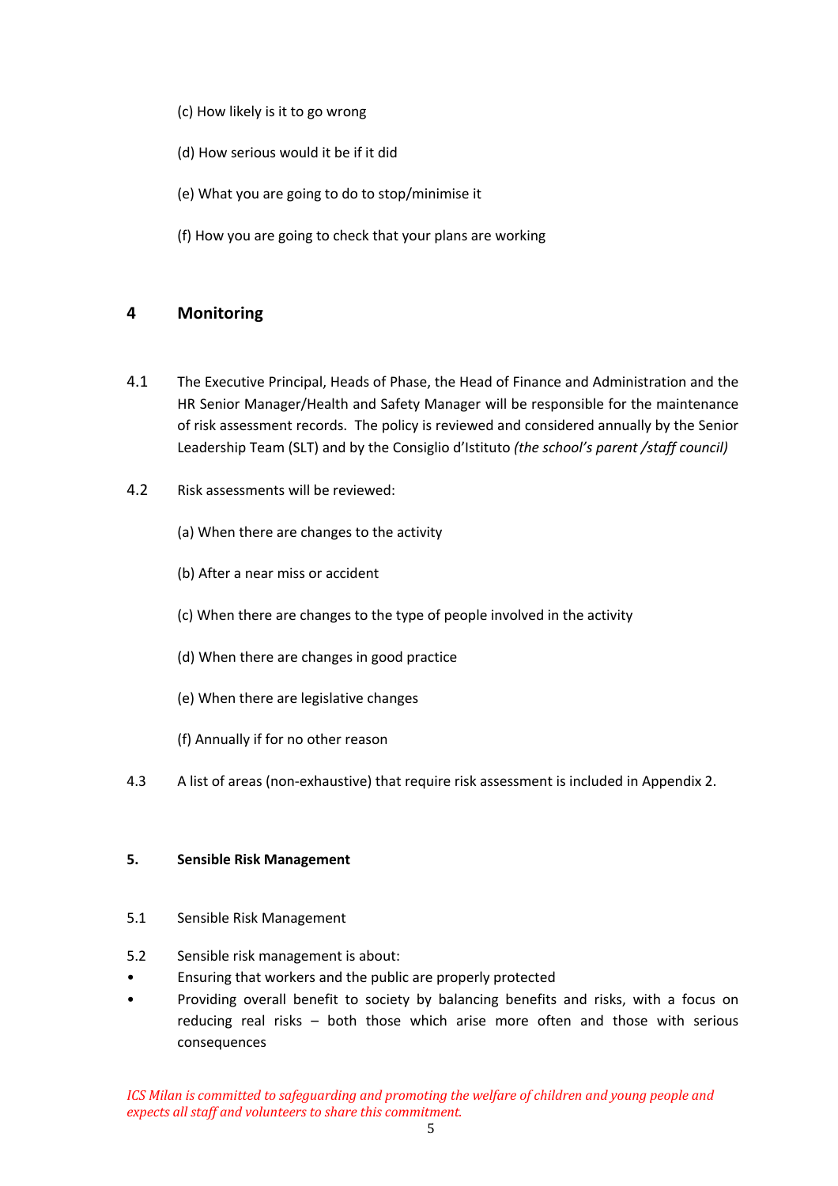(c) How likely is it to go wrong

(d) How serious would it be if it did

(e) What you are going to do to stop/minimise it

(f) How you are going to check that your plans are working

## 4 Monitoring

4.1 The Executive Principal, Heads of Phase, the Head of Finance and Administration and the HR Senior Manager/Health and Safety Manager will be responsible for the maintenance of risk assessment records. The policy is reviewed and considered annually by the Senior Leadership Team (SLT) and by the Consiglio d'Istituto *(the school's parent /staff council)*

4.2 Risk assessments will be reviewed:

(a) When there are changes to the activity

(b) After a near miss or accident

(c) When there are changes to the type of people involved in the activity

(d) When there are changes in good practice

(e) When there are legislative changes

(f) Annually if for no other reason

4.3 A list of areas (non-exhaustive) that require risk assessment is included in Appendix 2.

**5. Sensible Risk Management**

5.1 Sensible Risk Management

5.2 Sensible risk management is about:

- Ensuring that workers and the public are properly protected
- Providing overall benefit to society by balancing benefits and risks, with a focus on reducing real risks – both those which arise more often and those with serious consequences

*ICS Milan is committed to safeguarding and promoting the welfare of children and young people and expects all staff and volunteers to share this commitment.*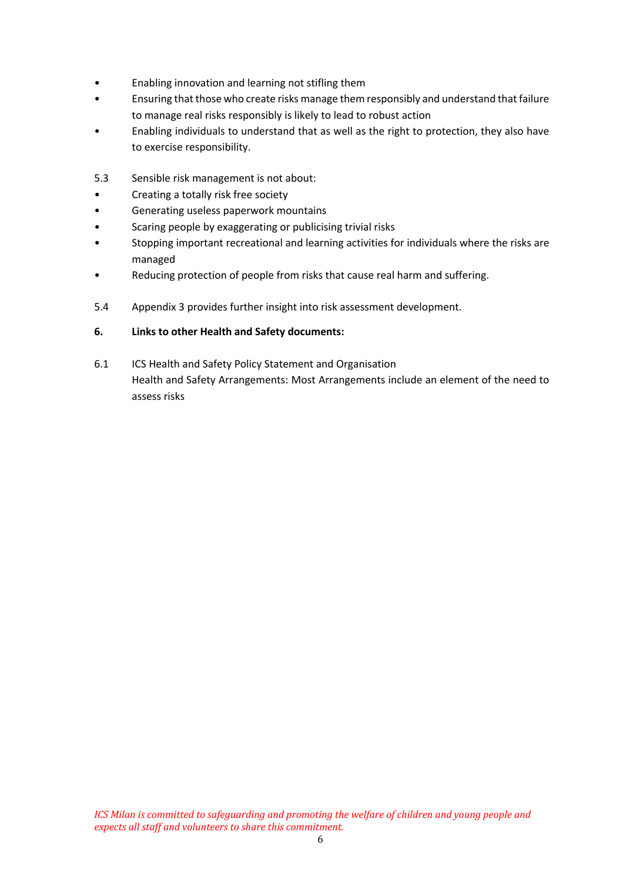- Enabling innovation and learning not stifling them
- Ensuring that those who create risks manage them responsibly and understand that failure to manage real risks responsibly is likely to lead to robust action
- Enabling individuals to understand that as well as the right to protection, they also have to exercise responsibility.

5.3 Sensible risk management is not about:

- Creating a totally risk free society
- Generating useless paperwork mountains
- Scaring people by exaggerating or publicising trivial risks
- Stopping important recreational and learning activities for individuals where the risks are managed
- Reducing protection of people from risks that cause real harm and suffering.

5.4 Appendix 3 provides further insight into risk assessment development.

**6. Links to other Health and Safety documents:**

6.1 ICS Health and Safety Policy Statement and Organisation
Health and Safety Arrangements: Most Arrangements include an element of the need to assess risks

*ICS Milan is committed to safeguarding and promoting the welfare of children and young people and expects all staff and volunteers to share this commitment.*